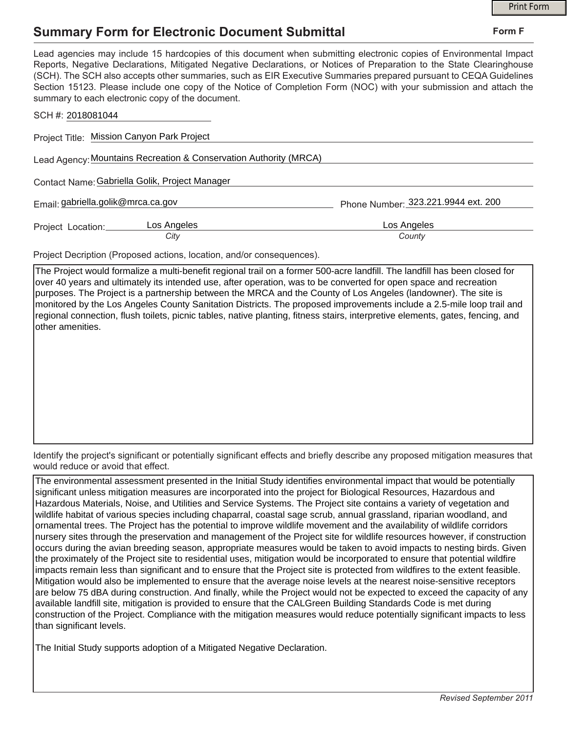Print Form

# Summary Form for Electronic Document Submittal

**Form F**

Lead agencies may include 15 hardcopies of this document when submitting electronic copies of Environmental Impact Reports, Negative Declarations, Mitigated Negative Declarations, or Notices of Preparation to the State Clearinghouse (SCH). The SCH also accepts other summaries, such as EIR Executive Summaries prepared pursuant to CEQA Guidelines Section 15123. Please include one copy of the Notice of Completion Form (NOC) with your submission and attach the summary to each electronic copy of the document.

SCH #: 2018081044

Project Title: Mission Canyon Park Project

Lead Agency: Mountains Recreation & Conservation Authority (MRCA)

Contact Name: Gabriella Golik, Project Manager

Email: gabriella.golik@mrca.ca.gov

Phone Number: 323.221.9944 ext. 200

Project Location: Los Angeles (City), Los Angeles (County)

Project Decription (Proposed actions, location, and/or consequences).

The Project would formalize a multi-benefit regional trail on a former 500-acre landfill. The landfill has been closed for over 40 years and ultimately its intended use, after operation, was to be converted for open space and recreation purposes. The Project is a partnership between the MRCA and the County of Los Angeles (landowner). The site is monitored by the Los Angeles County Sanitation Districts. The proposed improvements include a 2.5-mile loop trail and regional connection, flush toilets, picnic tables, native planting, fitness stairs, interpretive elements, gates, fencing, and other amenities.

Identify the project's significant or potentially significant effects and briefly describe any proposed mitigation measures that would reduce or avoid that effect.

The environmental assessment presented in the Initial Study identifies environmental impact that would be potentially significant unless mitigation measures are incorporated into the project for Biological Resources, Hazardous and Hazardous Materials, Noise, and Utilities and Service Systems. The Project site contains a variety of vegetation and wildlife habitat of various species including chaparral, coastal sage scrub, annual grassland, riparian woodland, and ornamental trees. The Project has the potential to improve wildlife movement and the availability of wildlife corridors nursery sites through the preservation and management of the Project site for wildlife resources however, if construction occurs during the avian breeding season, appropriate measures would be taken to avoid impacts to nesting birds. Given the proximately of the Project site to residential uses, mitigation would be incorporated to ensure that potential wildfire impacts remain less than significant and to ensure that the Project site is protected from wildfires to the extent feasible. Mitigation would also be implemented to ensure that the average noise levels at the nearest noise-sensitive receptors are below 75 dBA during construction. And finally, while the Project would not be expected to exceed the capacity of any available landfill site, mitigation is provided to ensure that the CALGreen Building Standards Code is met during construction of the Project. Compliance with the mitigation measures would reduce potentially significant impacts to less than significant levels.

The Initial Study supports adoption of a Mitigated Negative Declaration.

*Revised September 2011*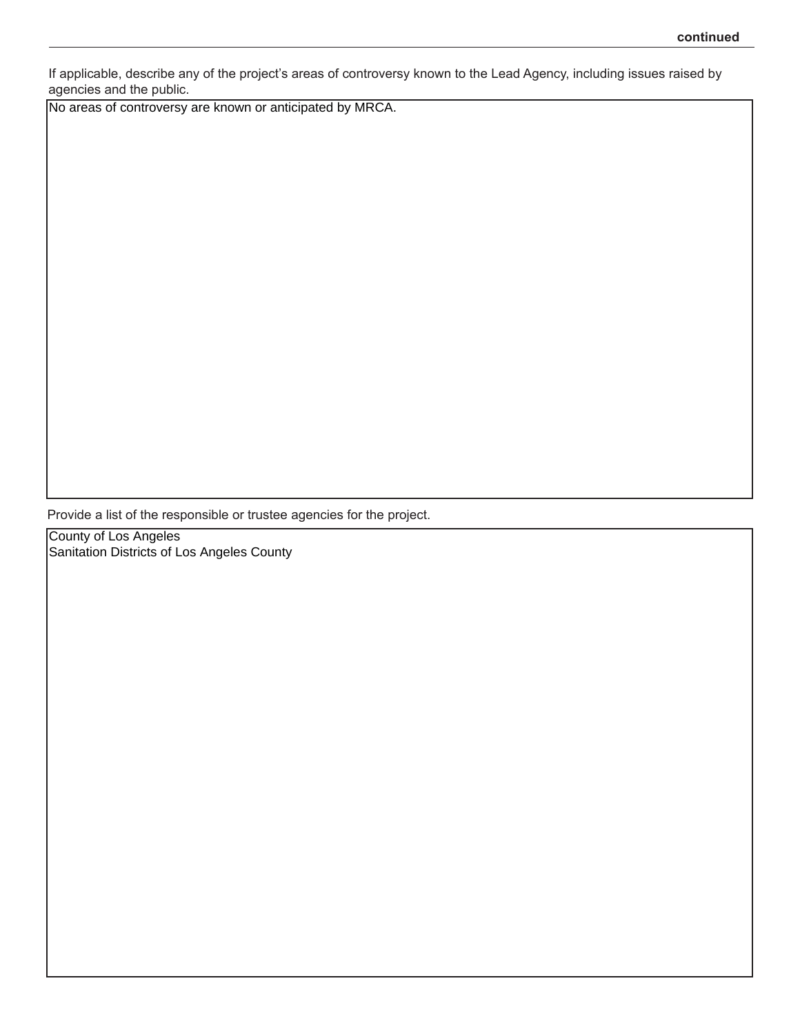If applicable, describe any of the project's areas of controversy known to the Lead Agency, including issues raised by agencies and the public.

No areas of controversy are known or anticipated by MRCA.

Provide a list of the responsible or trustee agencies for the project.

County of Los Angeles
Sanitation Districts of Los Angeles County